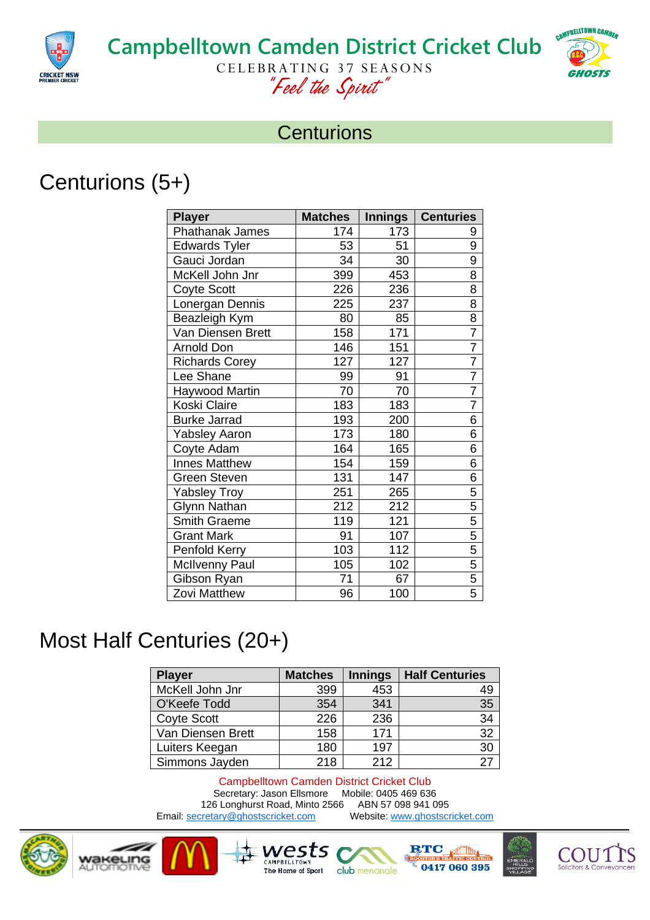# Campbelltown Camden District Cricket Club

CELEBRATING 37 SEASONS

*"Feel the Spirit"*

## Centurions

## Centurions (5+)

| Player | Matches | Innings | Centuries |
|---|---|---|---|
| Phathanak James | 174 | 173 | 9 |
| Edwards Tyler | 53 | 51 | 9 |
| Gauci Jordan | 34 | 30 | 9 |
| McKell John Jnr | 399 | 453 | 8 |
| Coyte Scott | 226 | 236 | 8 |
| Lonergan Dennis | 225 | 237 | 8 |
| Beazleigh Kym | 80 | 85 | 8 |
| Van Diensen Brett | 158 | 171 | 7 |
| Arnold Don | 146 | 151 | 7 |
| Richards Corey | 127 | 127 | 7 |
| Lee Shane | 99 | 91 | 7 |
| Haywood Martin | 70 | 70 | 7 |
| Koski Claire | 183 | 183 | 7 |
| Burke Jarrad | 193 | 200 | 6 |
| Yabsley Aaron | 173 | 180 | 6 |
| Coyte Adam | 164 | 165 | 6 |
| Innes Matthew | 154 | 159 | 6 |
| Green Steven | 131 | 147 | 6 |
| Yabsley Troy | 251 | 265 | 5 |
| Glynn Nathan | 212 | 212 | 5 |
| Smith Graeme | 119 | 121 | 5 |
| Grant Mark | 91 | 107 | 5 |
| Penfold Kerry | 103 | 112 | 5 |
| McIlvenny Paul | 105 | 102 | 5 |
| Gibson Ryan | 71 | 67 | 5 |
| Zovi Matthew | 96 | 100 | 5 |

## Most Half Centuries (20+)

| Player | Matches | Innings | Half Centuries |
|---|---|---|---|
| McKell John Jnr | 399 | 453 | 49 |
| O'Keefe Todd | 354 | 341 | 35 |
| Coyte Scott | 226 | 236 | 34 |
| Van Diensen Brett | 158 | 171 | 32 |
| Luiters Keegan | 180 | 197 | 30 |
| Simmons Jayden | 218 | 212 | 27 |

Campbelltown Camden District Cricket Club
Secretary: Jason Ellsmore Mobile: 0405 469 636
126 Longhurst Road, Minto 2566 ABN 57 098 941 095
Email: secretary@ghostscricket.com Website: www.ghostscricket.com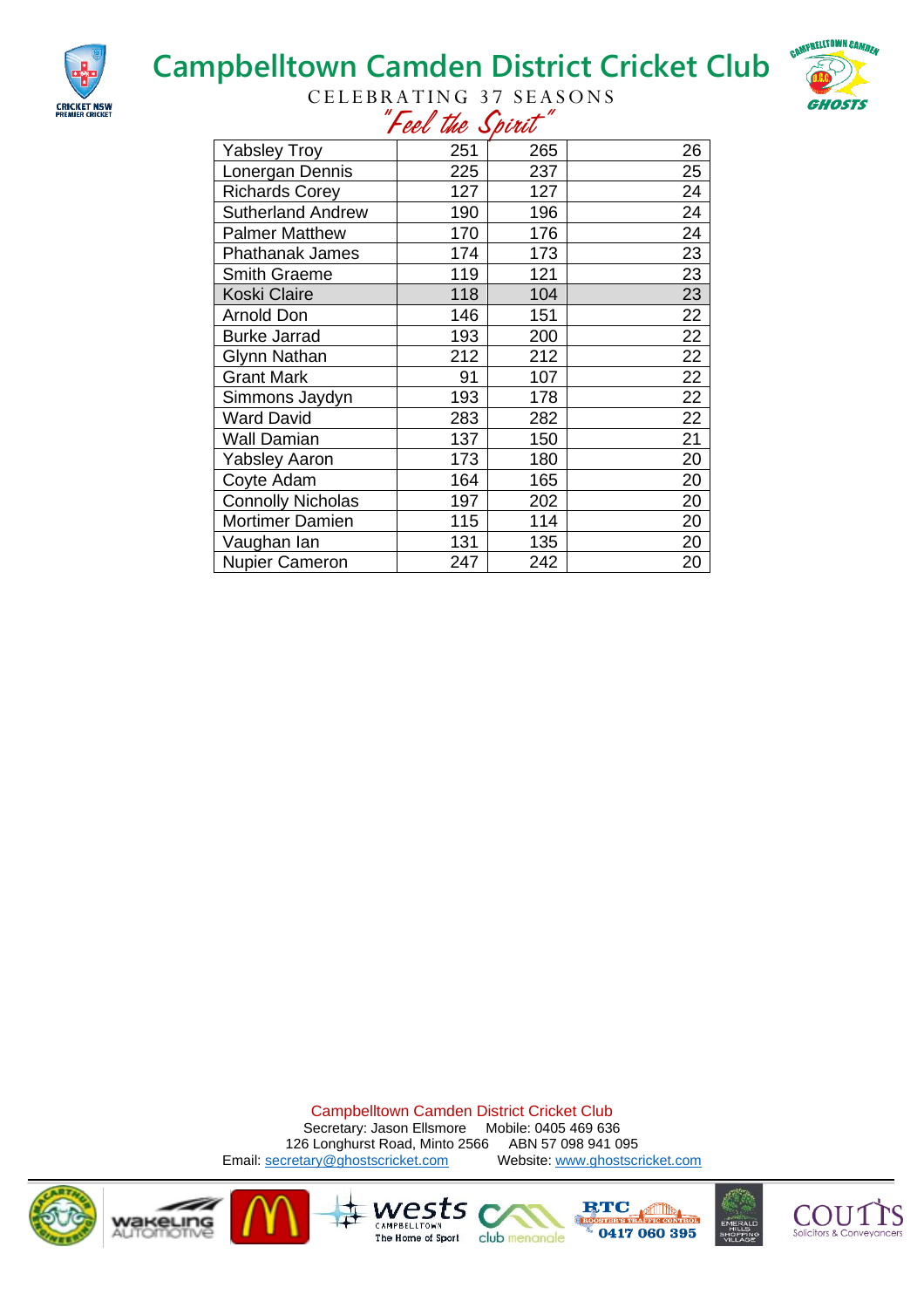# Campbelltown Camden District Cricket Club

CELEBRATING 37 SEASONS

"Feel the Spirit"

| | | | |
|---|---|---|---|
| Yabsley Troy | 251 | 265 | 26 |
| Lonergan Dennis | 225 | 237 | 25 |
| Richards Corey | 127 | 127 | 24 |
| Sutherland Andrew | 190 | 196 | 24 |
| Palmer Matthew | 170 | 176 | 24 |
| Phathanak James | 174 | 173 | 23 |
| Smith Graeme | 119 | 121 | 23 |
| Koski Claire | 118 | 104 | 23 |
| Arnold Don | 146 | 151 | 22 |
| Burke Jarrad | 193 | 200 | 22 |
| Glynn Nathan | 212 | 212 | 22 |
| Grant Mark | 91 | 107 | 22 |
| Simmons Jaydyn | 193 | 178 | 22 |
| Ward David | 283 | 282 | 22 |
| Wall Damian | 137 | 150 | 21 |
| Yabsley Aaron | 173 | 180 | 20 |
| Coyte Adam | 164 | 165 | 20 |
| Connolly Nicholas | 197 | 202 | 20 |
| Mortimer Damien | 115 | 114 | 20 |
| Vaughan Ian | 131 | 135 | 20 |
| Nupier Cameron | 247 | 242 | 20 |

Campbelltown Camden District Cricket Club
Secretary: Jason Ellsmore Mobile: 0405 469 636
126 Longhurst Road, Minto 2566 ABN 57 098 941 095
Email: secretary@ghostscricket.com Website: www.ghostscricket.com